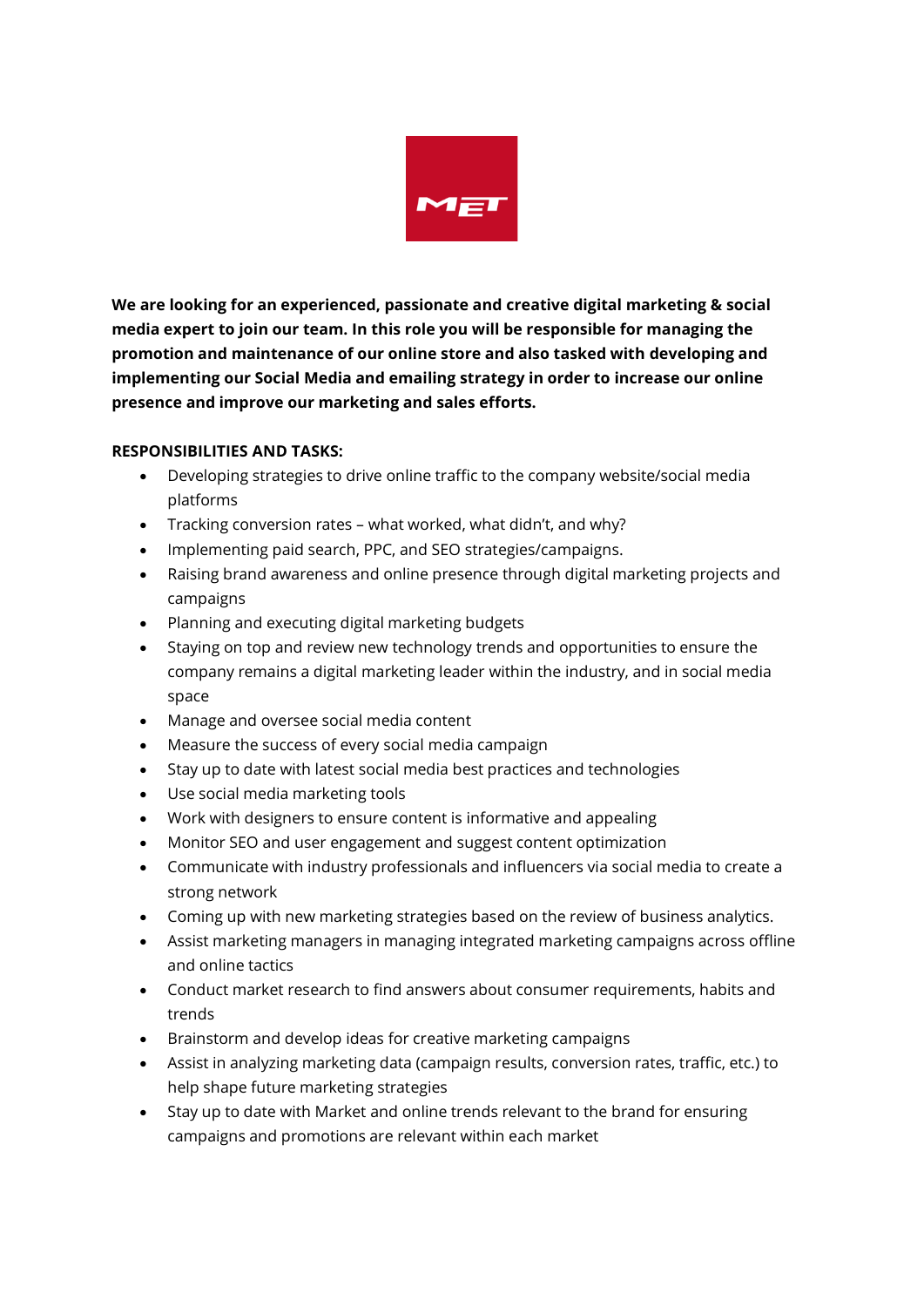**We are looking for an experienced, passionate and creative digital marketing & social media expert to join our team. In this role you will be responsible for managing the promotion and maintenance of our online store and also tasked with developing and implementing our Social Media and emailing strategy in order to increase our online presence and improve our marketing and sales efforts.**

**RESPONSIBILITIES AND TASKS:**

- Developing strategies to drive online traffic to the company website/social media platforms
- Tracking conversion rates – what worked, what didn't, and why?
- Implementing paid search, PPC, and SEO strategies/campaigns.
- Raising brand awareness and online presence through digital marketing projects and campaigns
- Planning and executing digital marketing budgets
- Staying on top and review new technology trends and opportunities to ensure the company remains a digital marketing leader within the industry, and in social media space
- Manage and oversee social media content
- Measure the success of every social media campaign
- Stay up to date with latest social media best practices and technologies
- Use social media marketing tools
- Work with designers to ensure content is informative and appealing
- Monitor SEO and user engagement and suggest content optimization
- Communicate with industry professionals and influencers via social media to create a strong network
- Coming up with new marketing strategies based on the review of business analytics.
- Assist marketing managers in managing integrated marketing campaigns across offline and online tactics
- Conduct market research to find answers about consumer requirements, habits and trends
- Brainstorm and develop ideas for creative marketing campaigns
- Assist in analyzing marketing data (campaign results, conversion rates, traffic, etc.) to help shape future marketing strategies
- Stay up to date with Market and online trends relevant to the brand for ensuring campaigns and promotions are relevant within each market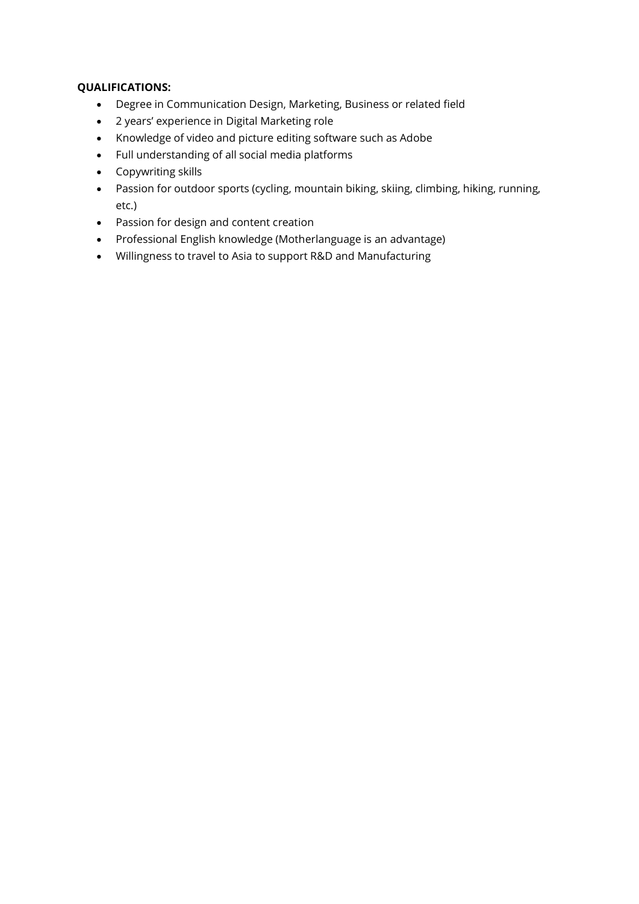**QUALIFICATIONS:**

- Degree in Communication Design, Marketing, Business or related field
- 2 years' experience in Digital Marketing role
- Knowledge of video and picture editing software such as Adobe
- Full understanding of all social media platforms
- Copywriting skills
- Passion for outdoor sports (cycling, mountain biking, skiing, climbing, hiking, running, etc.)
- Passion for design and content creation
- Professional English knowledge (Motherlanguage is an advantage)
- Willingness to travel to Asia to support R&D and Manufacturing